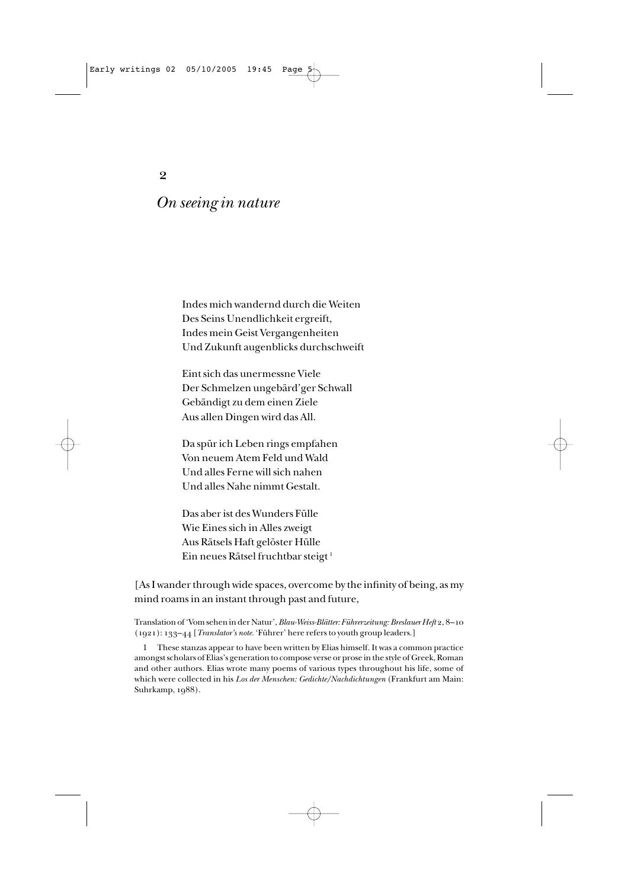## 2

# *On seeing in nature*

Indes mich wandernd durch die Weiten  
Des Seins Unendlichkeit ergreift,  
Indes mein Geist Vergangenheiten  
Und Zukunft augenblicks durchschweift

Eint sich das unermessne Viele  
Der Schmelzen ungebärd'ger Schwall  
Gebändigt zu dem einen Ziele  
Aus allen Dingen wird das All.

Da spür ich Leben rings empfahen  
Von neuem Atem Feld und Wald  
Und alles Ferne will sich nahen  
Und alles Nahe nimmt Gestalt.

Das aber ist des Wunders Fülle  
Wie Eines sich in Alles zweigt  
Aus Rätsels Haft gelöster Hülle  
Ein neues Rätsel fruchtbar steigt [1]

[As I wander through wide spaces, overcome by the infinity of being, as my mind roams in an instant through past and future,

---

Translation of 'Vom sehen in der Natur', *Blau-Weiss-Blätter: Führerzeitung: Breslauer Heft* 2, 8–10 (1921): 133–44 [*Translator's note.* 'Führer' here refers to youth group leaders.]

1 These stanzas appear to have been written by Elias himself. It was a common practice amongst scholars of Elias's generation to compose verse or prose in the style of Greek, Roman and other authors. Elias wrote many poems of various types throughout his life, some of which were collected in his *Los der Menschen: Gedichte/Nachdichtungen* (Frankfurt am Main: Suhrkamp, 1988).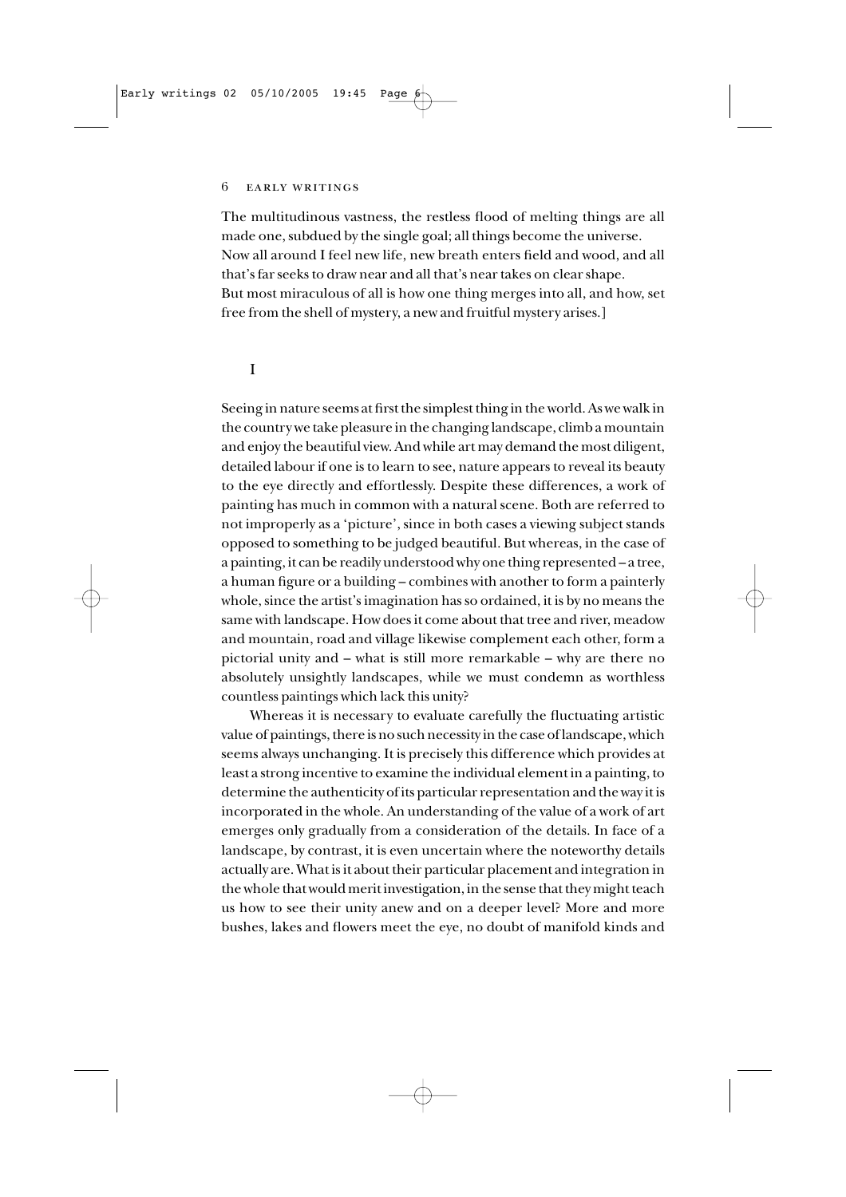The multitudinous vastness, the restless flood of melting things are all made one, subdued by the single goal; all things become the universe.
Now all around I feel new life, new breath enters field and wood, and all that's far seeks to draw near and all that's near takes on clear shape.
But most miraculous of all is how one thing merges into all, and how, set free from the shell of mystery, a new and fruitful mystery arises.]

## I

Seeing in nature seems at first the simplest thing in the world. As we walk in the country we take pleasure in the changing landscape, climb a mountain and enjoy the beautiful view. And while art may demand the most diligent, detailed labour if one is to learn to see, nature appears to reveal its beauty to the eye directly and effortlessly. Despite these differences, a work of painting has much in common with a natural scene. Both are referred to not improperly as a 'picture', since in both cases a viewing subject stands opposed to something to be judged beautiful. But whereas, in the case of a painting, it can be readily understood why one thing represented – a tree, a human figure or a building – combines with another to form a painterly whole, since the artist's imagination has so ordained, it is by no means the same with landscape. How does it come about that tree and river, meadow and mountain, road and village likewise complement each other, form a pictorial unity and – what is still more remarkable – why are there no absolutely unsightly landscapes, while we must condemn as worthless countless paintings which lack this unity?

Whereas it is necessary to evaluate carefully the fluctuating artistic value of paintings, there is no such necessity in the case of landscape, which seems always unchanging. It is precisely this difference which provides at least a strong incentive to examine the individual element in a painting, to determine the authenticity of its particular representation and the way it is incorporated in the whole. An understanding of the value of a work of art emerges only gradually from a consideration of the details. In face of a landscape, by contrast, it is even uncertain where the noteworthy details actually are. What is it about their particular placement and integration in the whole that would merit investigation, in the sense that they might teach us how to see their unity anew and on a deeper level? More and more bushes, lakes and flowers meet the eye, no doubt of manifold kinds and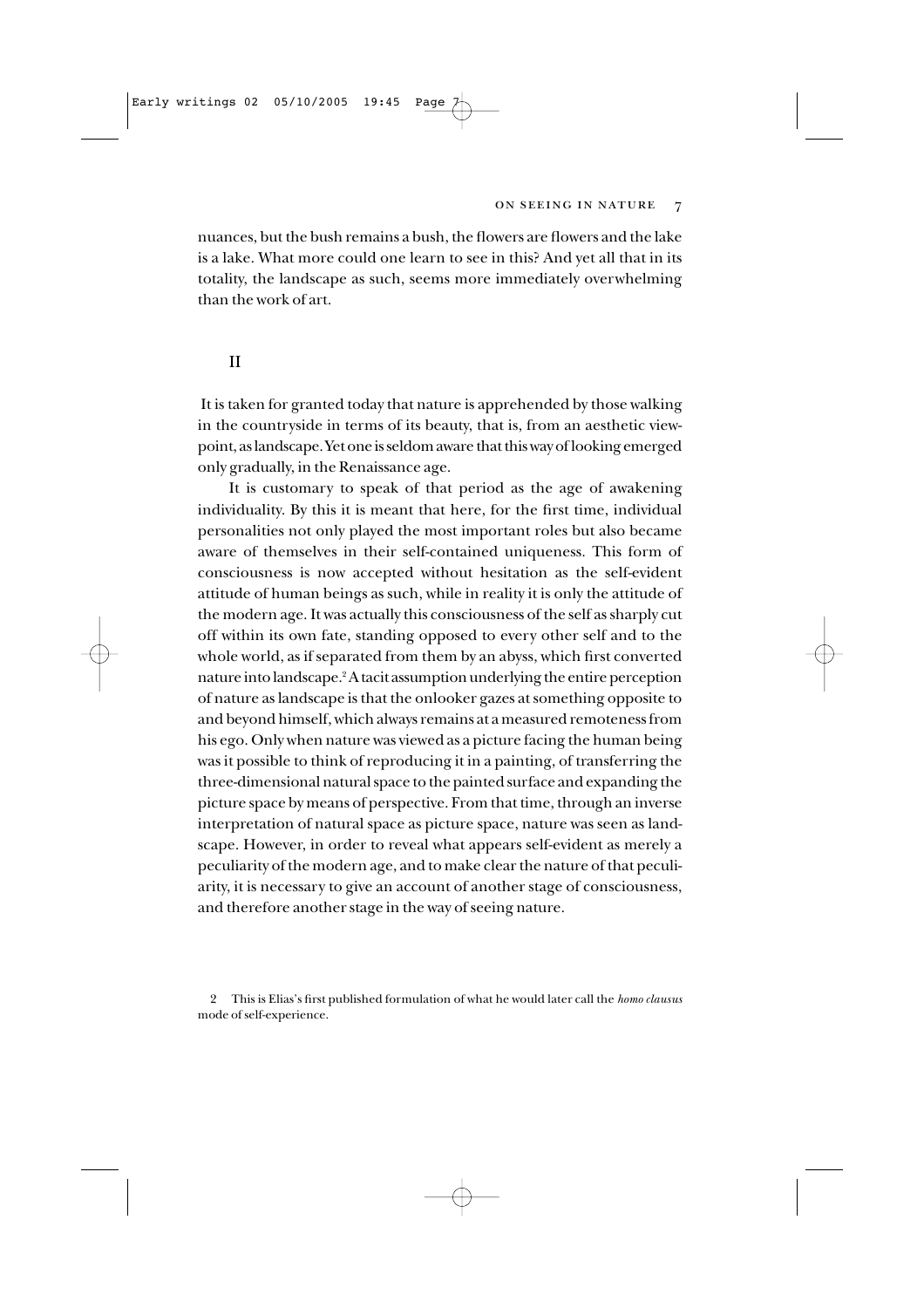nuances, but the bush remains a bush, the flowers are flowers and the lake is a lake. What more could one learn to see in this? And yet all that in its totality, the landscape as such, seems more immediately overwhelming than the work of art.

## II

It is taken for granted today that nature is apprehended by those walking in the countryside in terms of its beauty, that is, from an aesthetic viewpoint, as landscape. Yet one is seldom aware that this way of looking emerged only gradually, in the Renaissance age.

It is customary to speak of that period as the age of awakening individuality. By this it is meant that here, for the first time, individual personalities not only played the most important roles but also became aware of themselves in their self-contained uniqueness. This form of consciousness is now accepted without hesitation as the self-evident attitude of human beings as such, while in reality it is only the attitude of the modern age. It was actually this consciousness of the self as sharply cut off within its own fate, standing opposed to every other self and to the whole world, as if separated from them by an abyss, which first converted nature into landscape.[2] A tacit assumption underlying the entire perception of nature as landscape is that the onlooker gazes at something opposite to and beyond himself, which always remains at a measured remoteness from his ego. Only when nature was viewed as a picture facing the human being was it possible to think of reproducing it in a painting, of transferring the three-dimensional natural space to the painted surface and expanding the picture space by means of perspective. From that time, through an inverse interpretation of natural space as picture space, nature was seen as landscape. However, in order to reveal what appears self-evident as merely a peculiarity of the modern age, and to make clear the nature of that peculiarity, it is necessary to give an account of another stage of consciousness, and therefore another stage in the way of seeing nature.

2 This is Elias's first published formulation of what he would later call the *homo clausus* mode of self-experience.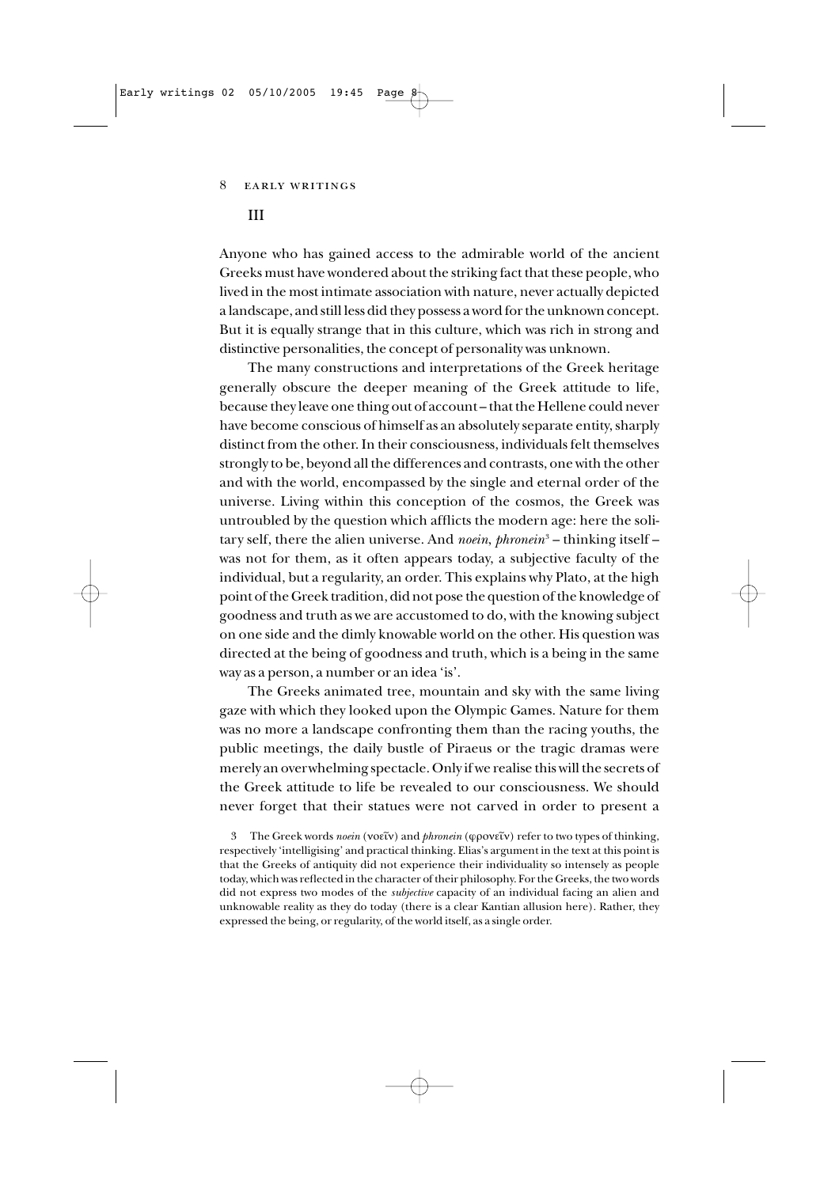## III

Anyone who has gained access to the admirable world of the ancient Greeks must have wondered about the striking fact that these people, who lived in the most intimate association with nature, never actually depicted a landscape, and still less did they possess a word for the unknown concept. But it is equally strange that in this culture, which was rich in strong and distinctive personalities, the concept of personality was unknown.

The many constructions and interpretations of the Greek heritage generally obscure the deeper meaning of the Greek attitude to life, because they leave one thing out of account – that the Hellene could never have become conscious of himself as an absolutely separate entity, sharply distinct from the other. In their consciousness, individuals felt themselves strongly to be, beyond all the differences and contrasts, one with the other and with the world, encompassed by the single and eternal order of the universe. Living within this conception of the cosmos, the Greek was untroubled by the question which afflicts the modern age: here the solitary self, there the alien universe. And *noein*, *phronein*[3] – thinking itself – was not for them, as it often appears today, a subjective faculty of the individual, but a regularity, an order. This explains why Plato, at the high point of the Greek tradition, did not pose the question of the knowledge of goodness and truth as we are accustomed to do, with the knowing subject on one side and the dimly knowable world on the other. His question was directed at the being of goodness and truth, which is a being in the same way as a person, a number or an idea 'is'.

The Greeks animated tree, mountain and sky with the same living gaze with which they looked upon the Olympic Games. Nature for them was no more a landscape confronting them than the racing youths, the public meetings, the daily bustle of Piraeus or the tragic dramas were merely an overwhelming spectacle. Only if we realise this will the secrets of the Greek attitude to life be revealed to our consciousness. We should never forget that their statues were not carved in order to present a

3 The Greek words *noein* (νοεῖν) and *phronein* (φρονεῖν) refer to two types of thinking, respectively 'intelligising' and practical thinking. Elias's argument in the text at this point is that the Greeks of antiquity did not experience their individuality so intensely as people today, which was reflected in the character of their philosophy. For the Greeks, the two words did not express two modes of the *subjective* capacity of an individual facing an alien and unknowable reality as they do today (there is a clear Kantian allusion here). Rather, they expressed the being, or regularity, of the world itself, as a single order.